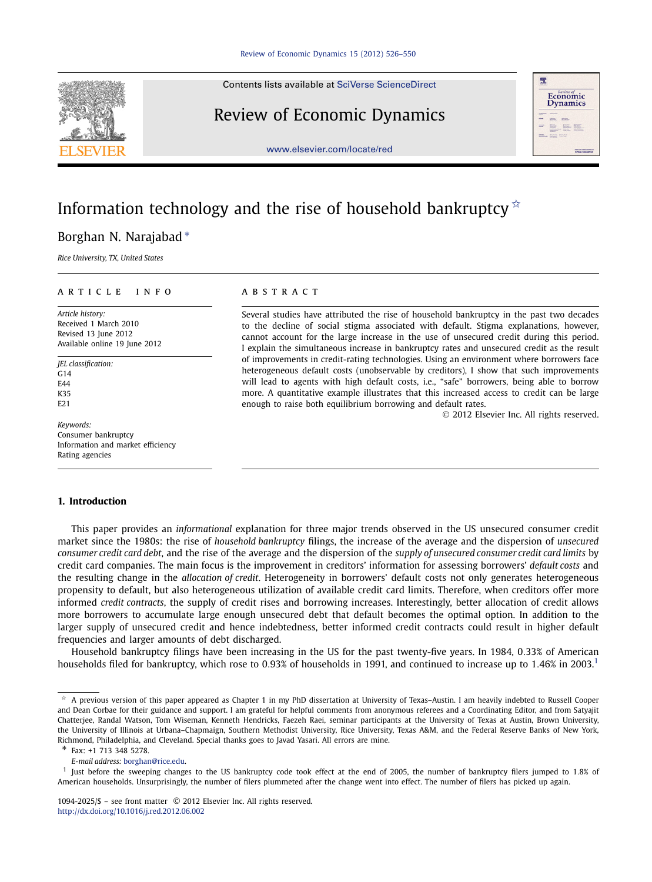# Information technology and the rise of household bankruptcy ☆

Borghan N. Narajabad *

*Rice University, TX, United States*

## ARTICLE INFO

*Article history:*
Received 1 March 2010
Revised 13 June 2012
Available online 19 June 2012

*JEL classification:*
G14
E44
K35
E21

*Keywords:*
Consumer bankruptcy
Information and market efficiency
Rating agencies

## ABSTRACT

Several studies have attributed the rise of household bankruptcy in the past two decades to the decline of social stigma associated with default. Stigma explanations, however, cannot account for the large increase in the use of unsecured credit during this period. I explain the simultaneous increase in bankruptcy rates and unsecured credit as the result of improvements in credit-rating technologies. Using an environment where borrowers face heterogeneous default costs (unobservable by creditors), I show that such improvements will lead to agents with high default costs, i.e., "safe" borrowers, being able to borrow more. A quantitative example illustrates that this increased access to credit can be large enough to raise both equilibrium borrowing and default rates.

© 2012 Elsevier Inc. All rights reserved.

## 1. Introduction

This paper provides an *informational* explanation for three major trends observed in the US unsecured consumer credit market since the 1980s: the rise of *household bankruptcy* filings, the increase of the average and the dispersion of *unsecured consumer credit card debt*, and the rise of the average and the dispersion of the *supply of unsecured consumer credit card limits* by credit card companies. The main focus is the improvement in creditors' information for assessing borrowers' *default costs* and the resulting change in the *allocation of credit*. Heterogeneity in borrowers' default costs not only generates heterogeneous propensity to default, but also heterogeneous utilization of available credit card limits. Therefore, when creditors offer more informed *credit contracts*, the supply of credit rises and borrowing increases. Interestingly, better allocation of credit allows more borrowers to accumulate large enough unsecured debt that default becomes the optimal option. In addition to the larger supply of unsecured credit and hence indebtedness, better informed credit contracts could result in higher default frequencies and larger amounts of debt discharged.

Household bankruptcy filings have been increasing in the US for the past twenty-five years. In 1984, 0.33% of American households filed for bankruptcy, which rose to 0.93% of households in 1991, and continued to increase up to 1.46% in 2003.[1]

---

☆ A previous version of this paper appeared as Chapter 1 in my PhD dissertation at University of Texas–Austin. I am heavily indebted to Russell Cooper and Dean Corbae for their guidance and support. I am grateful for helpful comments from anonymous referees and a Coordinating Editor, and from Satyajit Chatterjee, Randal Watson, Tom Wiseman, Kenneth Hendricks, Faezeh Raei, seminar participants at the University of Texas at Austin, Brown University, the University of Illinois at Urbana–Chapmaign, Southern Methodist University, Rice University, Texas A&M, and the Federal Reserve Banks of New York, Richmond, Philadelphia, and Cleveland. Special thanks goes to Javad Yasari. All errors are mine.

\* Fax: +1 713 348 5278.

*E-mail address:* borghan@rice.edu.

[1] Just before the sweeping changes to the US bankruptcy code took effect at the end of 2005, the number of bankruptcy filers jumped to 1.8% of American households. Unsurprisingly, the number of filers plummeted after the change went into effect. The number of filers has picked up again.

1094-2025/$ – see front matter © 2012 Elsevier Inc. All rights reserved.
http://dx.doi.org/10.1016/j.red.2012.06.002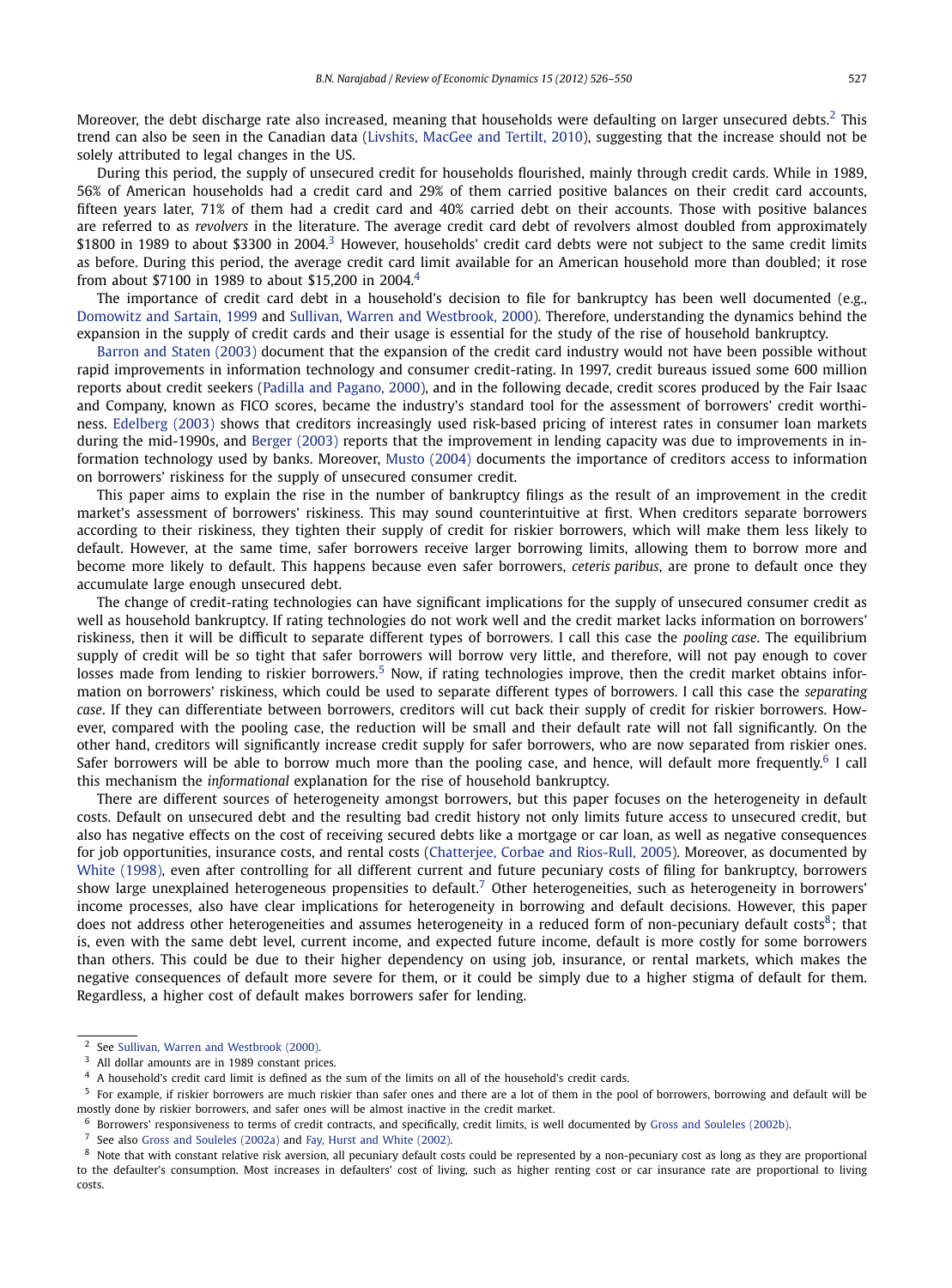Moreover, the debt discharge rate also increased, meaning that households were defaulting on larger unsecured debts.[2] This trend can also be seen in the Canadian data (Livshits, MacGee and Tertilt, 2010), suggesting that the increase should not be solely attributed to legal changes in the US.

During this period, the supply of unsecured credit for households flourished, mainly through credit cards. While in 1989, 56% of American households had a credit card and 29% of them carried positive balances on their credit card accounts, fifteen years later, 71% of them had a credit card and 40% carried debt on their accounts. Those with positive balances are referred to as *revolvers* in the literature. The average credit card debt of revolvers almost doubled from approximately $1800 in 1989 to about $3300 in 2004.[3] However, households' credit card debts were not subject to the same credit limits as before. During this period, the average credit card limit available for an American household more than doubled; it rose from about $7100 in 1989 to about $15,200 in 2004.[4]

The importance of credit card debt in a household's decision to file for bankruptcy has been well documented (e.g., Domowitz and Sartain, 1999 and Sullivan, Warren and Westbrook, 2000). Therefore, understanding the dynamics behind the expansion in the supply of credit cards and their usage is essential for the study of the rise of household bankruptcy.

Barron and Staten (2003) document that the expansion of the credit card industry would not have been possible without rapid improvements in information technology and consumer credit-rating. In 1997, credit bureaus issued some 600 million reports about credit seekers (Padilla and Pagano, 2000), and in the following decade, credit scores produced by the Fair Isaac and Company, known as FICO scores, became the industry's standard tool for the assessment of borrowers' credit worthiness. Edelberg (2003) shows that creditors increasingly used risk-based pricing of interest rates in consumer loan markets during the mid-1990s, and Berger (2003) reports that the improvement in lending capacity was due to improvements in information technology used by banks. Moreover, Musto (2004) documents the importance of creditors access to information on borrowers' riskiness for the supply of unsecured consumer credit.

This paper aims to explain the rise in the number of bankruptcy filings as the result of an improvement in the credit market's assessment of borrowers' riskiness. This may sound counterintuitive at first. When creditors separate borrowers according to their riskiness, they tighten their supply of credit for riskier borrowers, which will make them less likely to default. However, at the same time, safer borrowers receive larger borrowing limits, allowing them to borrow more and become more likely to default. This happens because even safer borrowers, *ceteris paribus*, are prone to default once they accumulate large enough unsecured debt.

The change of credit-rating technologies can have significant implications for the supply of unsecured consumer credit as well as household bankruptcy. If rating technologies do not work well and the credit market lacks information on borrowers' riskiness, then it will be difficult to separate different types of borrowers. I call this case the *pooling case*. The equilibrium supply of credit will be so tight that safer borrowers will borrow very little, and therefore, will not pay enough to cover losses made from lending to riskier borrowers.[5] Now, if rating technologies improve, then the credit market obtains information on borrowers' riskiness, which could be used to separate different types of borrowers. I call this case the *separating case*. If they can differentiate between borrowers, creditors will cut back their supply of credit for riskier borrowers. However, compared with the pooling case, the reduction will be small and their default rate will not fall significantly. On the other hand, creditors will significantly increase credit supply for safer borrowers, who are now separated from riskier ones. Safer borrowers will be able to borrow much more than the pooling case, and hence, will default more frequently.[6] I call this mechanism the *informational* explanation for the rise of household bankruptcy.

There are different sources of heterogeneity amongst borrowers, but this paper focuses on the heterogeneity in default costs. Default on unsecured debt and the resulting bad credit history not only limits future access to unsecured credit, but also has negative effects on the cost of receiving secured debts like a mortgage or car loan, as well as negative consequences for job opportunities, insurance costs, and rental costs (Chatterjee, Corbae and Rios-Rull, 2005). Moreover, as documented by White (1998), even after controlling for all different current and future pecuniary costs of filing for bankruptcy, borrowers show large unexplained heterogeneous propensities to default.[7] Other heterogeneities, such as heterogeneity in borrowers' income processes, also have clear implications for heterogeneity in borrowing and default decisions. However, this paper does not address other heterogeneities and assumes heterogeneity in a reduced form of non-pecuniary default costs[8]; that is, even with the same debt level, current income, and expected future income, default is more costly for some borrowers than others. This could be due to their higher dependency on using job, insurance, or rental markets, which makes the negative consequences of default more severe for them, or it could be simply due to a higher stigma of default for them. Regardless, a higher cost of default makes borrowers safer for lending.

---

[2] See Sullivan, Warren and Westbrook (2000).

[3] All dollar amounts are in 1989 constant prices.

[4] A household's credit card limit is defined as the sum of the limits on all of the household's credit cards.

[5] For example, if riskier borrowers are much riskier than safer ones and there are a lot of them in the pool of borrowers, borrowing and default will be mostly done by riskier borrowers, and safer ones will be almost inactive in the credit market.

[6] Borrowers' responsiveness to terms of credit contracts, and specifically, credit limits, is well documented by Gross and Souleles (2002b).

[7] See also Gross and Souleles (2002a) and Fay, Hurst and White (2002).

[8] Note that with constant relative risk aversion, all pecuniary default costs could be represented by a non-pecuniary cost as long as they are proportional to the defaulter's consumption. Most increases in defaulters' cost of living, such as higher renting cost or car insurance rate are proportional to living costs.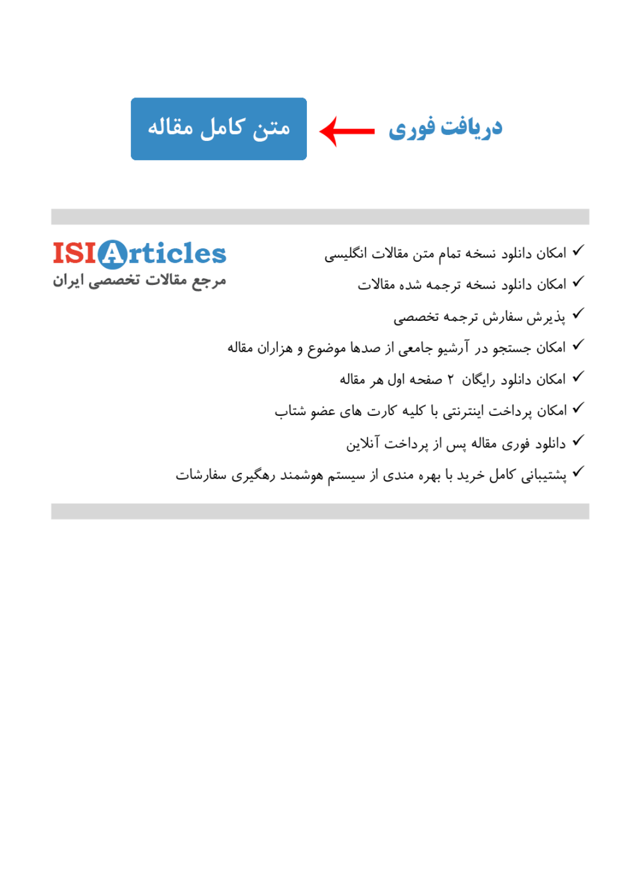دریافت فوری ← متن کامل مقاله

**ISIArticles**
مرجع مقالات تخصصی ایران

- ✓ امکان دانلود نسخه تمام متن مقالات انگلیسی
- ✓ امکان دانلود نسخه ترجمه شده مقالات
- ✓ پذیرش سفارش ترجمه تخصصی
- ✓ امکان جستجو در آرشیو جامعی از صدها موضوع و هزاران مقاله
- ✓ امکان دانلود رایگان ۲ صفحه اول هر مقاله
- ✓ امکان پرداخت اینترنتی با کلیه کارت های عضو شتاب
- ✓ دانلود فوری مقاله پس از پرداخت آنلاین
- ✓ پشتیبانی کامل خرید با بهره مندی از سیستم هوشمند رهگیری سفارشات